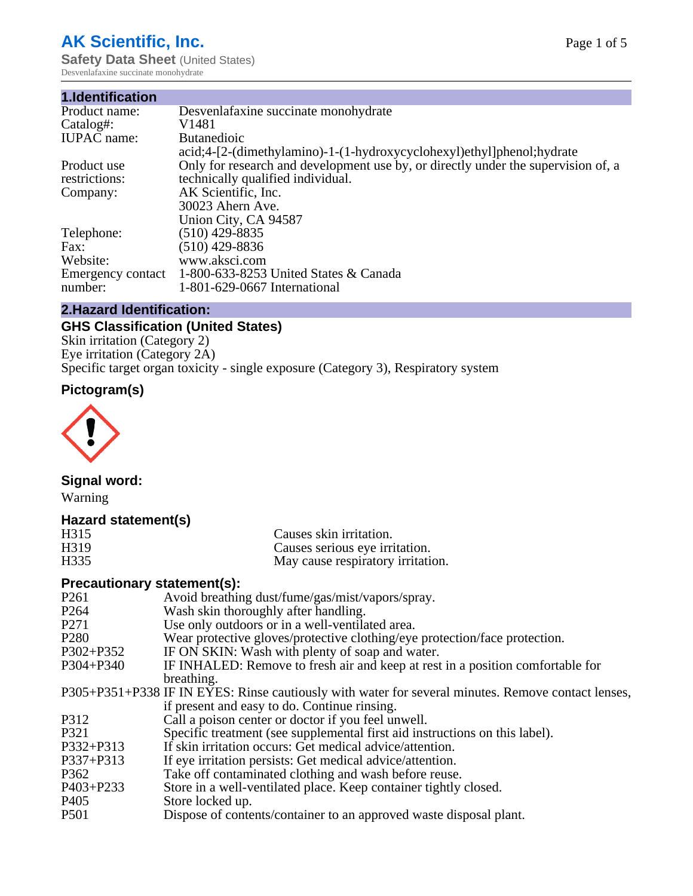# AK Scientific, Inc.

**Safety Data Sheet** (United States)
Desvenlafaxine succinate monohydrate

## 1.Identification

| | |
|---|---|
| Product name: | Desvenlafaxine succinate monohydrate |
| Catalog#: | V1481 |
| IUPAC name: | Butanedioic acid;4-[2-(dimethylamino)-1-(1-hydroxycyclohexyl)ethyl]phenol;hydrate |
| Product use restrictions: | Only for research and development use by, or directly under the supervision of, a technically qualified individual. |
| Company: | AK Scientific, Inc. 30023 Ahern Ave. Union City, CA 94587 |
| Telephone: | (510) 429-8835 |
| Fax: | (510) 429-8836 |
| Website: | www.aksci.com |
| Emergency contact number: | 1-800-633-8253 United States & Canada 1-801-629-0667 International |

## 2.Hazard Identification:

### GHS Classification (United States)

Skin irritation (Category 2)
Eye irritation (Category 2A)
Specific target organ toxicity - single exposure (Category 3), Respiratory system

### Pictogram(s)

### Signal word:

Warning

### Hazard statement(s)

| | |
|---|---|
| H315 | Causes skin irritation. |
| H319 | Causes serious eye irritation. |
| H335 | May cause respiratory irritation. |

### Precautionary statement(s):

| | |
|---|---|
| P261 | Avoid breathing dust/fume/gas/mist/vapors/spray. |
| P264 | Wash skin thoroughly after handling. |
| P271 | Use only outdoors or in a well-ventilated area. |
| P280 | Wear protective gloves/protective clothing/eye protection/face protection. |
| P302+P352 | IF ON SKIN: Wash with plenty of soap and water. |
| P304+P340 | IF INHALED: Remove to fresh air and keep at rest in a position comfortable for breathing. |
| P305+P351+P338 | IF IN EYES: Rinse cautiously with water for several minutes. Remove contact lenses, if present and easy to do. Continue rinsing. |
| P312 | Call a poison center or doctor if you feel unwell. |
| P321 | Specific treatment (see supplemental first aid instructions on this label). |
| P332+P313 | If skin irritation occurs: Get medical advice/attention. |
| P337+P313 | If eye irritation persists: Get medical advice/attention. |
| P362 | Take off contaminated clothing and wash before reuse. |
| P403+P233 | Store in a well-ventilated place. Keep container tightly closed. |
| P405 | Store locked up. |
| P501 | Dispose of contents/container to an approved waste disposal plant. |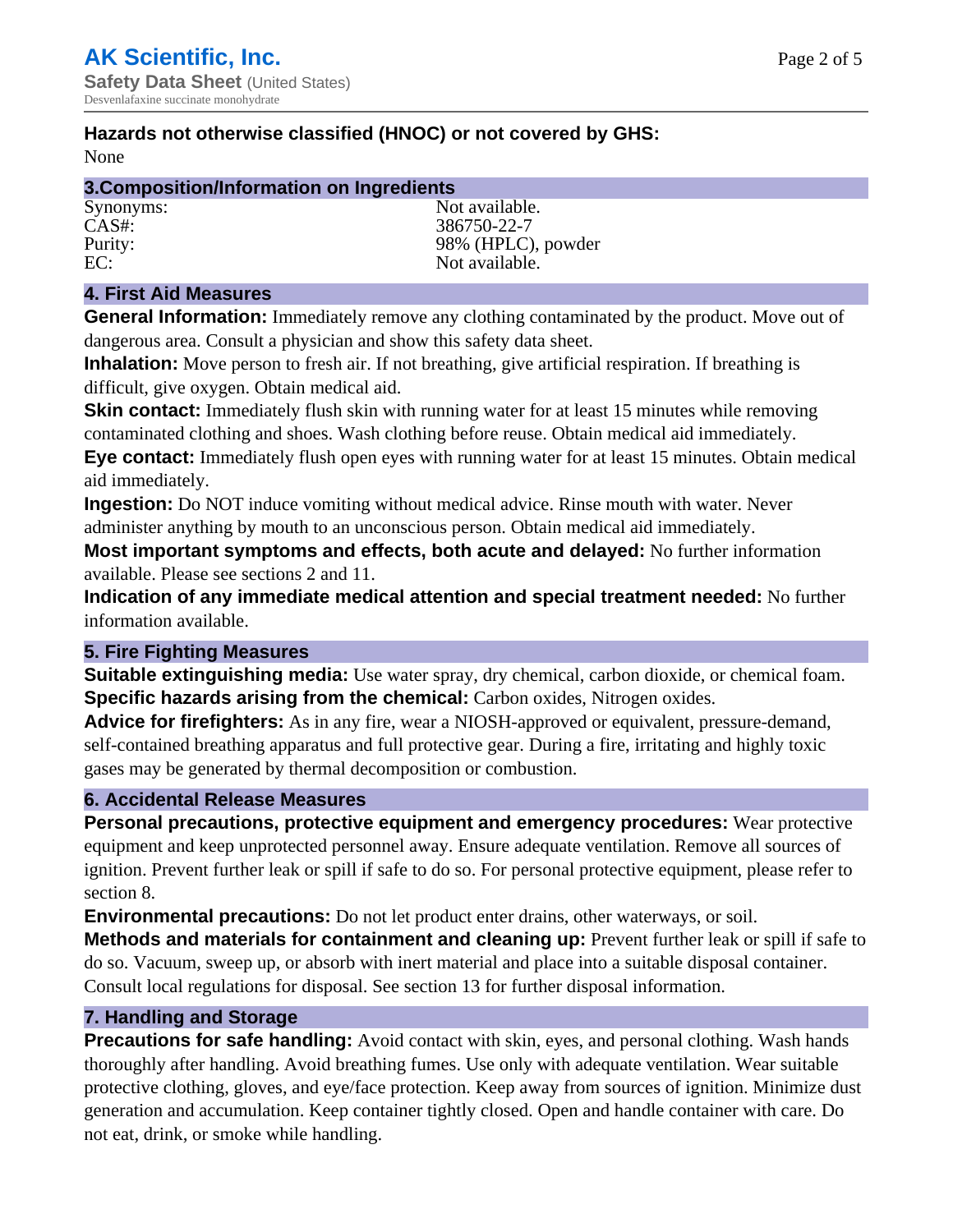**Hazards not otherwise classified (HNOC) or not covered by GHS:**
None

## 3.Composition/Information on Ingredients

| | |
|---|---|
| Synonyms: | Not available. |
| CAS#: | 386750-22-7 |
| Purity: | 98% (HPLC), powder |
| EC: | Not available. |

## 4. First Aid Measures

**General Information:** Immediately remove any clothing contaminated by the product. Move out of dangerous area. Consult a physician and show this safety data sheet.

**Inhalation:** Move person to fresh air. If not breathing, give artificial respiration. If breathing is difficult, give oxygen. Obtain medical aid.

**Skin contact:** Immediately flush skin with running water for at least 15 minutes while removing contaminated clothing and shoes. Wash clothing before reuse. Obtain medical aid immediately.

**Eye contact:** Immediately flush open eyes with running water for at least 15 minutes. Obtain medical aid immediately.

**Ingestion:** Do NOT induce vomiting without medical advice. Rinse mouth with water. Never administer anything by mouth to an unconscious person. Obtain medical aid immediately.

**Most important symptoms and effects, both acute and delayed:** No further information available. Please see sections 2 and 11.

**Indication of any immediate medical attention and special treatment needed:** No further information available.

## 5. Fire Fighting Measures

**Suitable extinguishing media:** Use water spray, dry chemical, carbon dioxide, or chemical foam.

**Specific hazards arising from the chemical:** Carbon oxides, Nitrogen oxides.

**Advice for firefighters:** As in any fire, wear a NIOSH-approved or equivalent, pressure-demand, self-contained breathing apparatus and full protective gear. During a fire, irritating and highly toxic gases may be generated by thermal decomposition or combustion.

## 6. Accidental Release Measures

**Personal precautions, protective equipment and emergency procedures:** Wear protective equipment and keep unprotected personnel away. Ensure adequate ventilation. Remove all sources of ignition. Prevent further leak or spill if safe to do so. For personal protective equipment, please refer to section 8.

**Environmental precautions:** Do not let product enter drains, other waterways, or soil.

**Methods and materials for containment and cleaning up:** Prevent further leak or spill if safe to do so. Vacuum, sweep up, or absorb with inert material and place into a suitable disposal container. Consult local regulations for disposal. See section 13 for further disposal information.

## 7. Handling and Storage

**Precautions for safe handling:** Avoid contact with skin, eyes, and personal clothing. Wash hands thoroughly after handling. Avoid breathing fumes. Use only with adequate ventilation. Wear suitable protective clothing, gloves, and eye/face protection. Keep away from sources of ignition. Minimize dust generation and accumulation. Keep container tightly closed. Open and handle container with care. Do not eat, drink, or smoke while handling.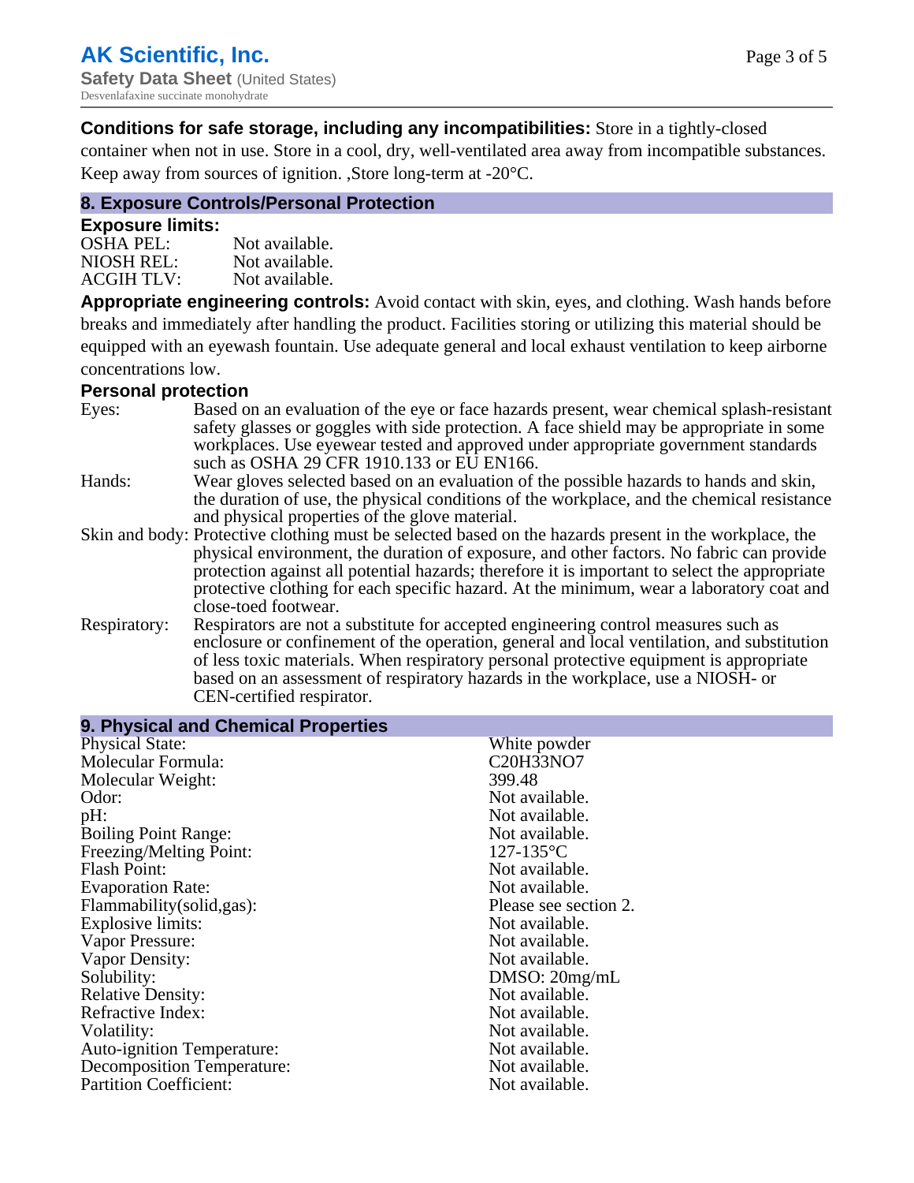**Conditions for safe storage, including any incompatibilities:** Store in a tightly-closed container when not in use. Store in a cool, dry, well-ventilated area away from incompatible substances. Keep away from sources of ignition. ,Store long-term at -20°C.

## 8. Exposure Controls/Personal Protection

### Exposure limits:

| | |
|---|---|
| OSHA PEL: | Not available. |
| NIOSH REL: | Not available. |
| ACGIH TLV: | Not available. |

**Appropriate engineering controls:** Avoid contact with skin, eyes, and clothing. Wash hands before breaks and immediately after handling the product. Facilities storing or utilizing this material should be equipped with an eyewash fountain. Use adequate general and local exhaust ventilation to keep airborne concentrations low.

### Personal protection

| | |
|---|---|
| Eyes: | Based on an evaluation of the eye or face hazards present, wear chemical splash-resistant safety glasses or goggles with side protection. A face shield may be appropriate in some workplaces. Use eyewear tested and approved under appropriate government standards such as OSHA 29 CFR 1910.133 or EU EN166. |
| Hands: | Wear gloves selected based on an evaluation of the possible hazards to hands and skin, the duration of use, the physical conditions of the workplace, and the chemical resistance and physical properties of the glove material. |
| Skin and body: | Protective clothing must be selected based on the hazards present in the workplace, the physical environment, the duration of exposure, and other factors. No fabric can provide protection against all potential hazards; therefore it is important to select the appropriate protective clothing for each specific hazard. At the minimum, wear a laboratory coat and close-toed footwear. |
| Respiratory: | Respirators are not a substitute for accepted engineering control measures such as enclosure or confinement of the operation, general and local ventilation, and substitution of less toxic materials. When respiratory personal protective equipment is appropriate based on an assessment of respiratory hazards in the workplace, use a NIOSH- or CEN-certified respirator. |

## 9. Physical and Chemical Properties

| | |
|---|---|
| Physical State: | White powder |
| Molecular Formula: | C20H33NO7 |
| Molecular Weight: | 399.48 |
| Odor: | Not available. |
| pH: | Not available. |
| Boiling Point Range: | Not available. |
| Freezing/Melting Point: | 127-135°C |
| Flash Point: | Not available. |
| Evaporation Rate: | Not available. |
| Flammability(solid,gas): | Please see section 2. |
| Explosive limits: | Not available. |
| Vapor Pressure: | Not available. |
| Vapor Density: | Not available. |
| Solubility: | DMSO: 20mg/mL |
| Relative Density: | Not available. |
| Refractive Index: | Not available. |
| Volatility: | Not available. |
| Auto-ignition Temperature: | Not available. |
| Decomposition Temperature: | Not available. |
| Partition Coefficient: | Not available. |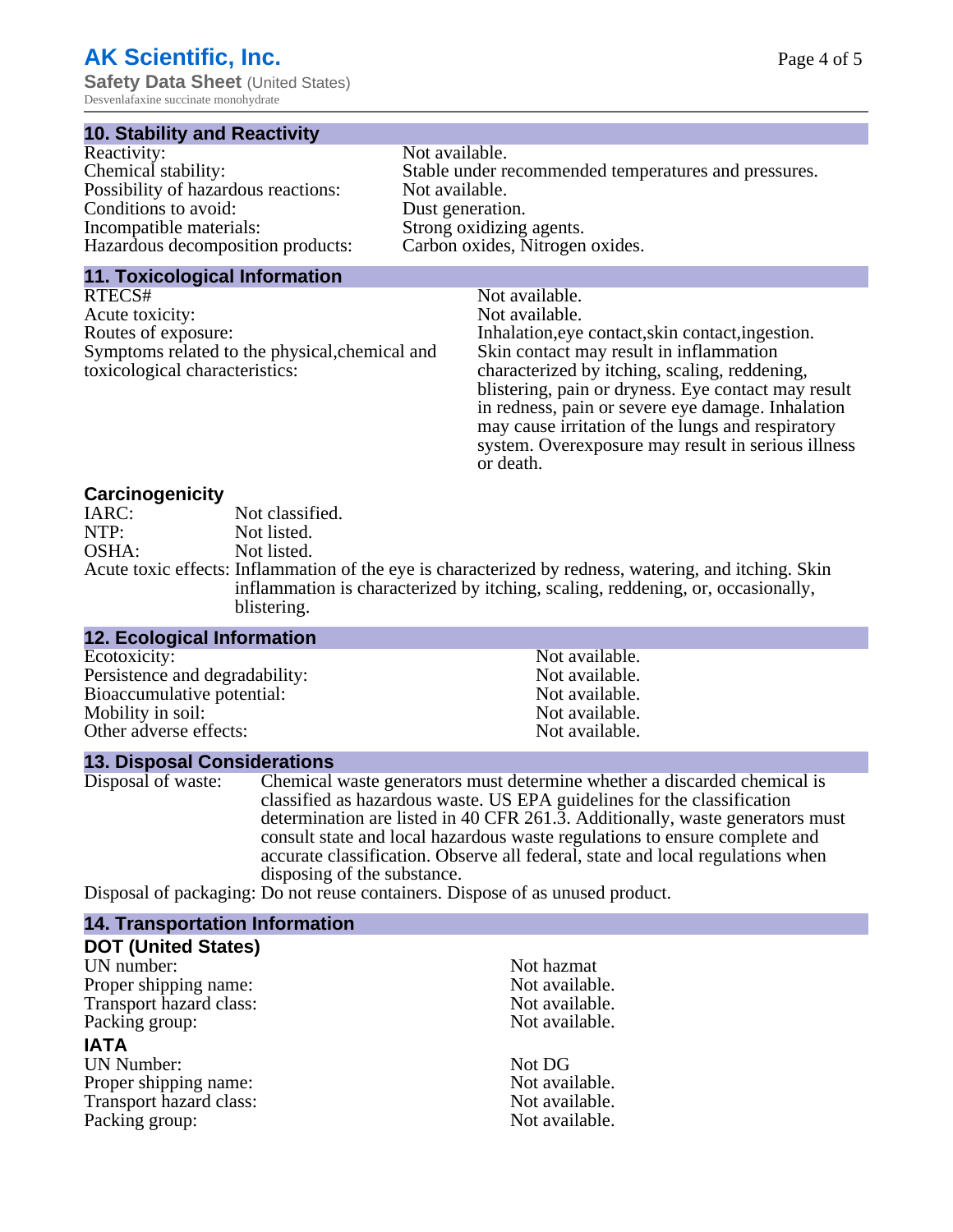## 10. Stability and Reactivity

| | |
|---|---|
| Reactivity: | Not available. |
| Chemical stability: | Stable under recommended temperatures and pressures. |
| Possibility of hazardous reactions: | Not available. |
| Conditions to avoid: | Dust generation. |
| Incompatible materials: | Strong oxidizing agents. |
| Hazardous decomposition products: | Carbon oxides, Nitrogen oxides. |

## 11. Toxicological Information

| | |
|---|---|
| RTECS# | Not available. |
| Acute toxicity: | Not available. |
| Routes of exposure: | Inhalation,eye contact,skin contact,ingestion. |
| Symptoms related to the physical,chemical and toxicological characteristics: | Skin contact may result in inflammation characterized by itching, scaling, reddening, blistering, pain or dryness. Eye contact may result in redness, pain or severe eye damage. Inhalation may cause irritation of the lungs and respiratory system. Overexposure may result in serious illness or death. |

### Carcinogenicity

| | |
|---|---|
| IARC: | Not classified. |
| NTP: | Not listed. |
| OSHA: | Not listed. |
| Acute toxic effects: | Inflammation of the eye is characterized by redness, watering, and itching. Skin inflammation is characterized by itching, scaling, reddening, or, occasionally, blistering. |

## 12. Ecological Information

| | |
|---|---|
| Ecotoxicity: | Not available. |
| Persistence and degradability: | Not available. |
| Bioaccumulative potential: | Not available. |
| Mobility in soil: | Not available. |
| Other adverse effects: | Not available. |

## 13. Disposal Considerations

Disposal of waste: Chemical waste generators must determine whether a discarded chemical is classified as hazardous waste. US EPA guidelines for the classification determination are listed in 40 CFR 261.3. Additionally, waste generators must consult state and local hazardous waste regulations to ensure complete and accurate classification. Observe all federal, state and local regulations when disposing of the substance.

Disposal of packaging: Do not reuse containers. Dispose of as unused product.

## 14. Transportation Information

### DOT (United States)

| | |
|---|---|
| UN number: | Not hazmat |
| Proper shipping name: | Not available. |
| Transport hazard class: | Not available. |
| Packing group: | Not available. |

### IATA

| | |
|---|---|
| UN Number: | Not DG |
| Proper shipping name: | Not available. |
| Transport hazard class: | Not available. |
| Packing group: | Not available. |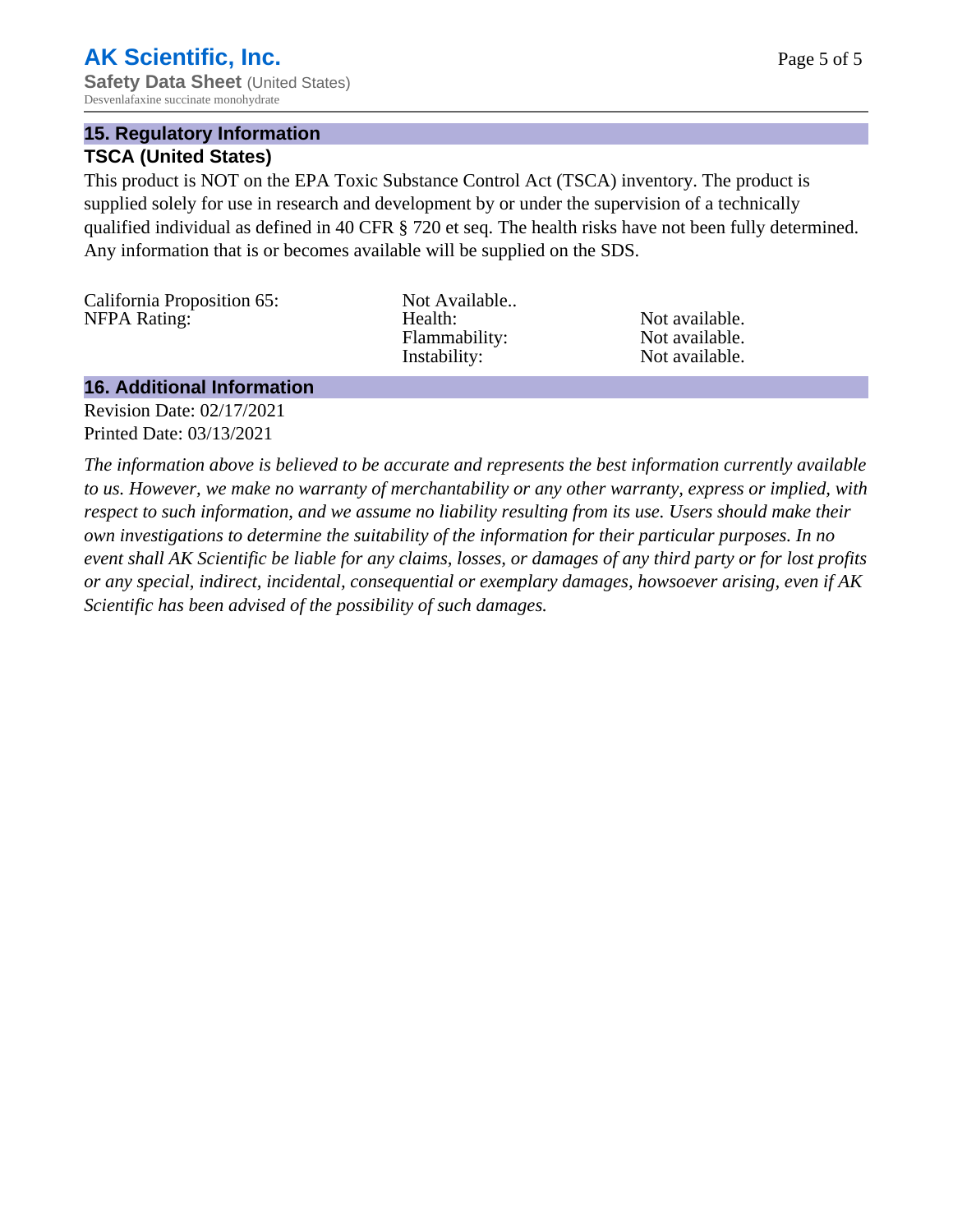## 15. Regulatory Information

### TSCA (United States)

This product is NOT on the EPA Toxic Substance Control Act (TSCA) inventory. The product is supplied solely for use in research and development by or under the supervision of a technically qualified individual as defined in 40 CFR § 720 et seq. The health risks have not been fully determined. Any information that is or becomes available will be supplied on the SDS.

| | | |
|---|---|---|
| California Proposition 65: | Not Available.. | |
| NFPA Rating: | Health: | Not available. |
| | Flammability: | Not available. |
| | Instability: | Not available. |

## 16. Additional Information

Revision Date: 02/17/2021
Printed Date: 03/13/2021

*The information above is believed to be accurate and represents the best information currently available to us. However, we make no warranty of merchantability or any other warranty, express or implied, with respect to such information, and we assume no liability resulting from its use. Users should make their own investigations to determine the suitability of the information for their particular purposes. In no event shall AK Scientific be liable for any claims, losses, or damages of any third party or for lost profits or any special, indirect, incidental, consequential or exemplary damages, howsoever arising, even if AK Scientific has been advised of the possibility of such damages.*